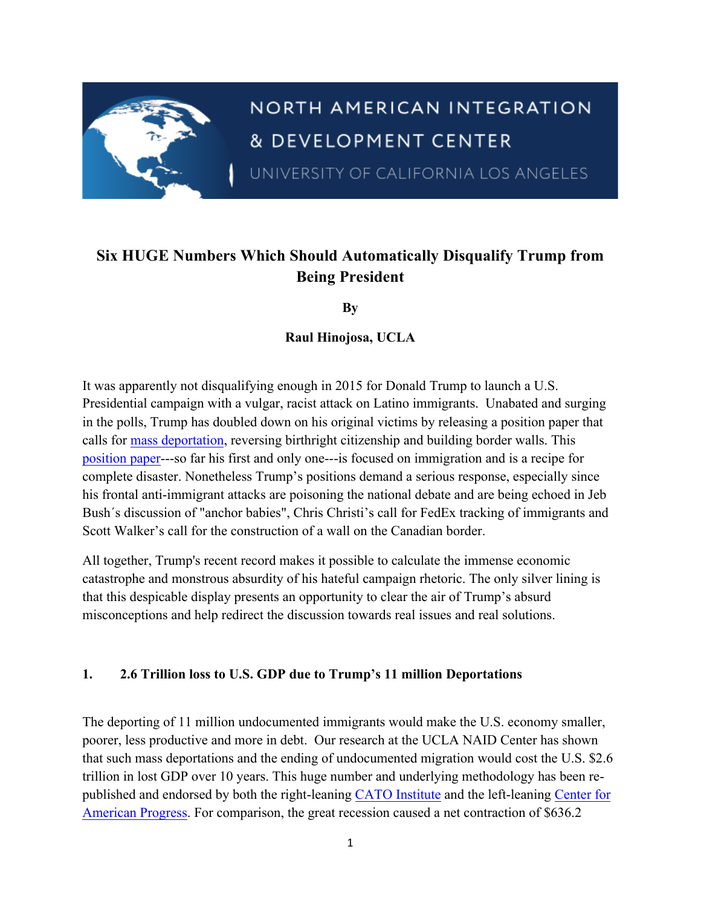NORTH AMERICAN INTEGRATION & DEVELOPMENT CENTER

UNIVERSITY OF CALIFORNIA LOS ANGELES

# Six HUGE Numbers Which Should Automatically Disqualify Trump from Being President

**By**

**Raul Hinojosa, UCLA**

It was apparently not disqualifying enough in 2015 for Donald Trump to launch a U.S. Presidential campaign with a vulgar, racist attack on Latino immigrants. Unabated and surging in the polls, Trump has doubled down on his original victims by releasing a position paper that calls for mass deportation, reversing birthright citizenship and building border walls. This position paper---so far his first and only one---is focused on immigration and is a recipe for complete disaster. Nonetheless Trump's positions demand a serious response, especially since his frontal anti-immigrant attacks are poisoning the national debate and are being echoed in Jeb Bush´s discussion of "anchor babies", Chris Christi's call for FedEx tracking of immigrants and Scott Walker's call for the construction of a wall on the Canadian border.

All together, Trump's recent record makes it possible to calculate the immense economic catastrophe and monstrous absurdity of his hateful campaign rhetoric. The only silver lining is that this despicable display presents an opportunity to clear the air of Trump's absurd misconceptions and help redirect the discussion towards real issues and real solutions.

## 1. 2.6 Trillion loss to U.S. GDP due to Trump's 11 million Deportations

The deporting of 11 million undocumented immigrants would make the U.S. economy smaller, poorer, less productive and more in debt. Our research at the UCLA NAID Center has shown that such mass deportations and the ending of undocumented migration would cost the U.S. $2.6 trillion in lost GDP over 10 years. This huge number and underlying methodology has been re-published and endorsed by both the right-leaning CATO Institute and the left-leaning Center for American Progress. For comparison, the great recession caused a net contraction of $636.2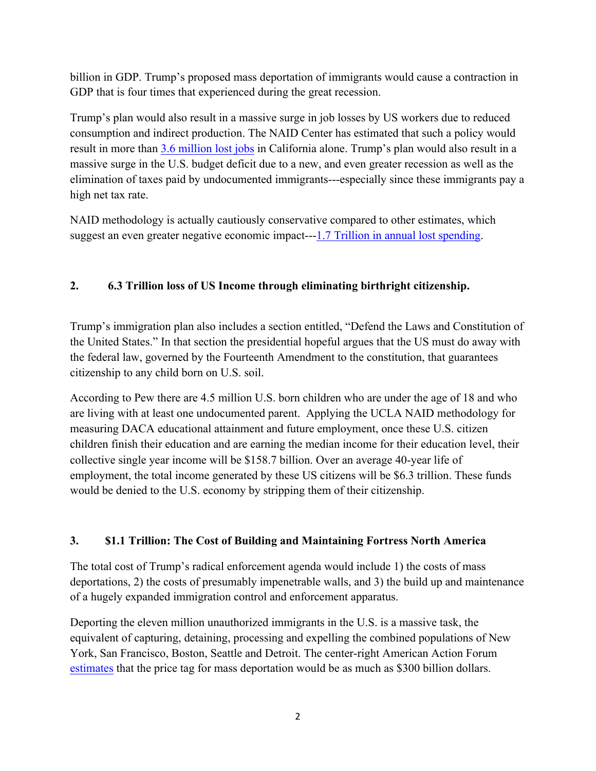billion in GDP. Trump's proposed mass deportation of immigrants would cause a contraction in GDP that is four times that experienced during the great recession.

Trump's plan would also result in a massive surge in job losses by US workers due to reduced consumption and indirect production. The NAID Center has estimated that such a policy would result in more than 3.6 million lost jobs in California alone. Trump's plan would also result in a massive surge in the U.S. budget deficit due to a new, and even greater recession as well as the elimination of taxes paid by undocumented immigrants---especially since these immigrants pay a high net tax rate.

NAID methodology is actually cautiously conservative compared to other estimates, which suggest an even greater negative economic impact---1.7 Trillion in annual lost spending.

## 2. 6.3 Trillion loss of US Income through eliminating birthright citizenship.

Trump's immigration plan also includes a section entitled, "Defend the Laws and Constitution of the United States." In that section the presidential hopeful argues that the US must do away with the federal law, governed by the Fourteenth Amendment to the constitution, that guarantees citizenship to any child born on U.S. soil.

According to Pew there are 4.5 million U.S. born children who are under the age of 18 and who are living with at least one undocumented parent. Applying the UCLA NAID methodology for measuring DACA educational attainment and future employment, once these U.S. citizen children finish their education and are earning the median income for their education level, their collective single year income will be $158.7 billion. Over an average 40-year life of employment, the total income generated by these US citizens will be $6.3 trillion. These funds would be denied to the U.S. economy by stripping them of their citizenship.

## 3. $1.1 Trillion: The Cost of Building and Maintaining Fortress North America

The total cost of Trump's radical enforcement agenda would include 1) the costs of mass deportations, 2) the costs of presumably impenetrable walls, and 3) the build up and maintenance of a hugely expanded immigration control and enforcement apparatus.

Deporting the eleven million unauthorized immigrants in the U.S. is a massive task, the equivalent of capturing, detaining, processing and expelling the combined populations of New York, San Francisco, Boston, Seattle and Detroit. The center-right American Action Forum estimates that the price tag for mass deportation would be as much as $300 billion dollars.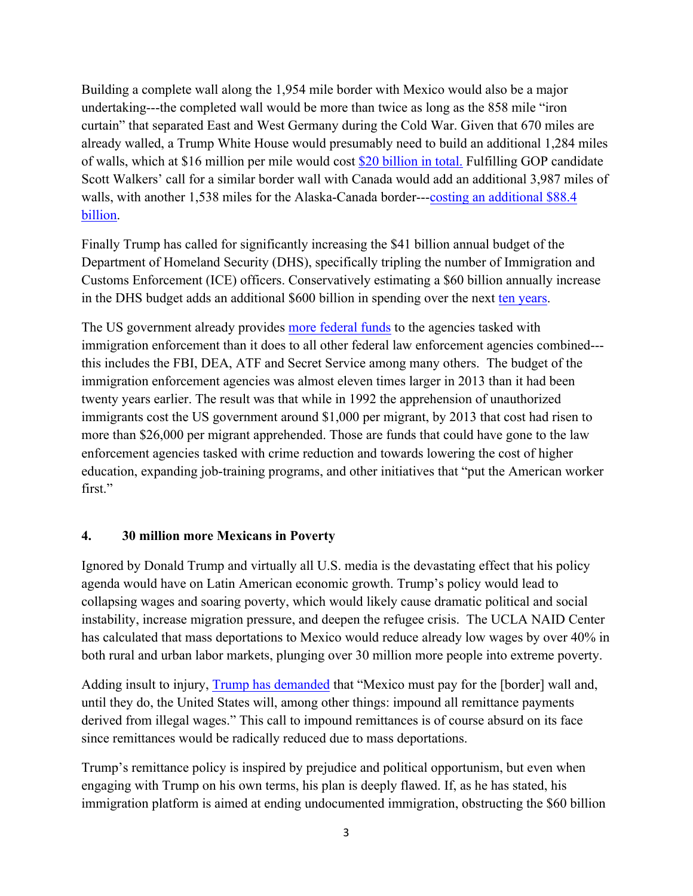Building a complete wall along the 1,954 mile border with Mexico would also be a major undertaking---the completed wall would be more than twice as long as the 858 mile "iron curtain" that separated East and West Germany during the Cold War. Given that 670 miles are already walled, a Trump White House would presumably need to build an additional 1,284 miles of walls, which at $16 million per mile would cost $20 billion in total. Fulfilling GOP candidate Scott Walkers' call for a similar border wall with Canada would add an additional 3,987 miles of walls, with another 1,538 miles for the Alaska-Canada border---costing an additional $88.4 billion.

Finally Trump has called for significantly increasing the $41 billion annual budget of the Department of Homeland Security (DHS), specifically tripling the number of Immigration and Customs Enforcement (ICE) officers. Conservatively estimating a $60 billion annually increase in the DHS budget adds an additional $600 billion in spending over the next ten years.

The US government already provides more federal funds to the agencies tasked with immigration enforcement than it does to all other federal law enforcement agencies combined---this includes the FBI, DEA, ATF and Secret Service among many others. The budget of the immigration enforcement agencies was almost eleven times larger in 2013 than it had been twenty years earlier. The result was that while in 1992 the apprehension of unauthorized immigrants cost the US government around $1,000 per migrant, by 2013 that cost had risen to more than $26,000 per migrant apprehended. Those are funds that could have gone to the law enforcement agencies tasked with crime reduction and towards lowering the cost of higher education, expanding job-training programs, and other initiatives that "put the American worker first."

## 4. 30 million more Mexicans in Poverty

Ignored by Donald Trump and virtually all U.S. media is the devastating effect that his policy agenda would have on Latin American economic growth. Trump's policy would lead to collapsing wages and soaring poverty, which would likely cause dramatic political and social instability, increase migration pressure, and deepen the refugee crisis. The UCLA NAID Center has calculated that mass deportations to Mexico would reduce already low wages by over 40% in both rural and urban labor markets, plunging over 30 million more people into extreme poverty.

Adding insult to injury, Trump has demanded that "Mexico must pay for the [border] wall and, until they do, the United States will, among other things: impound all remittance payments derived from illegal wages." This call to impound remittances is of course absurd on its face since remittances would be radically reduced due to mass deportations.

Trump's remittance policy is inspired by prejudice and political opportunism, but even when engaging with Trump on his own terms, his plan is deeply flawed. If, as he has stated, his immigration platform is aimed at ending undocumented immigration, obstructing the $60 billion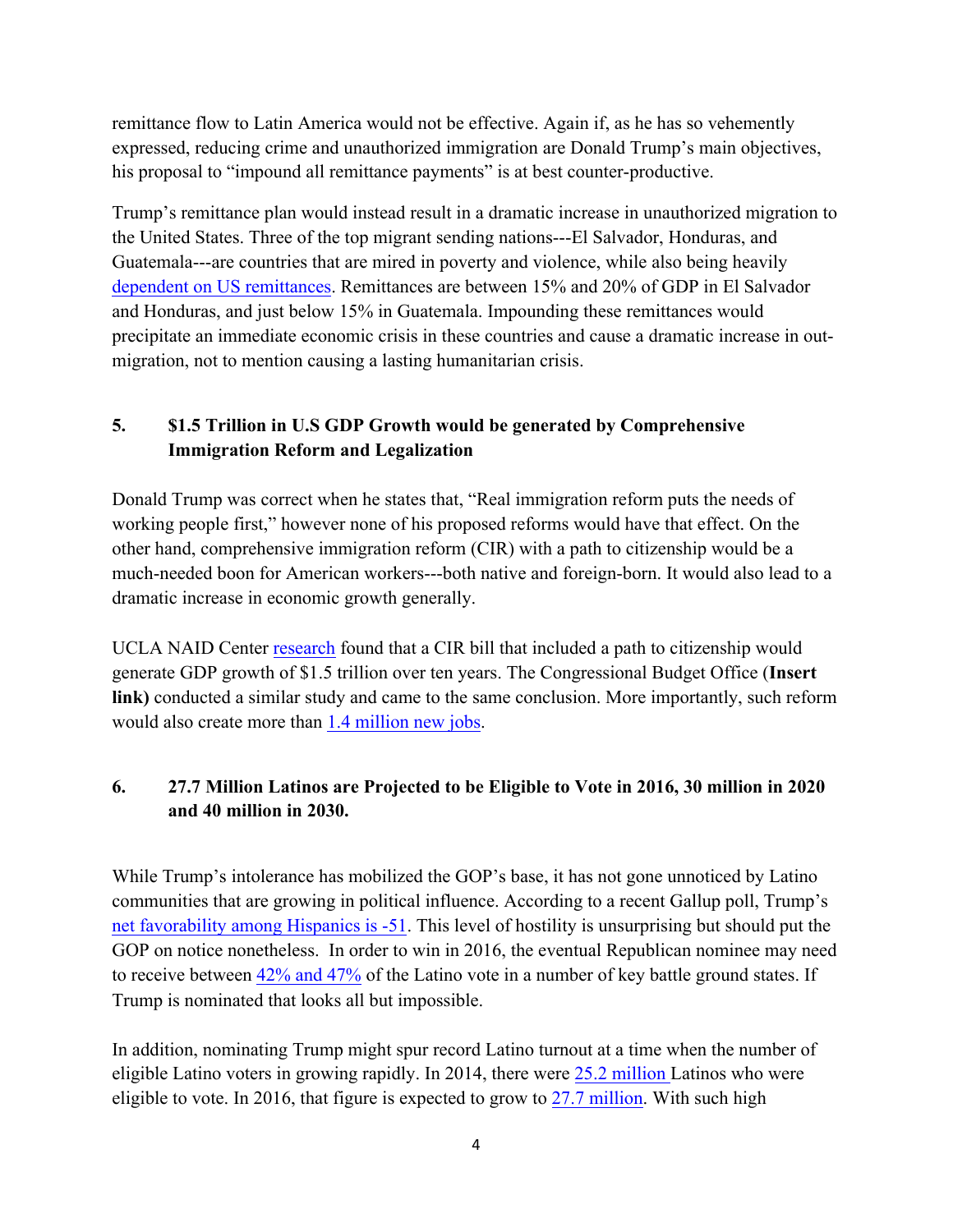remittance flow to Latin America would not be effective. Again if, as he has so vehemently expressed, reducing crime and unauthorized immigration are Donald Trump's main objectives, his proposal to "impound all remittance payments" is at best counter-productive.

Trump's remittance plan would instead result in a dramatic increase in unauthorized migration to the United States. Three of the top migrant sending nations---El Salvador, Honduras, and Guatemala---are countries that are mired in poverty and violence, while also being heavily dependent on US remittances. Remittances are between 15% and 20% of GDP in El Salvador and Honduras, and just below 15% in Guatemala. Impounding these remittances would precipitate an immediate economic crisis in these countries and cause a dramatic increase in out-migration, not to mention causing a lasting humanitarian crisis.

## 5. $1.5 Trillion in U.S GDP Growth would be generated by Comprehensive Immigration Reform and Legalization

Donald Trump was correct when he states that, "Real immigration reform puts the needs of working people first," however none of his proposed reforms would have that effect. On the other hand, comprehensive immigration reform (CIR) with a path to citizenship would be a much-needed boon for American workers---both native and foreign-born. It would also lead to a dramatic increase in economic growth generally.

UCLA NAID Center research found that a CIR bill that included a path to citizenship would generate GDP growth of $1.5 trillion over ten years. The Congressional Budget Office (**Insert link)** conducted a similar study and came to the same conclusion. More importantly, such reform would also create more than 1.4 million new jobs.

## 6. 27.7 Million Latinos are Projected to be Eligible to Vote in 2016, 30 million in 2020 and 40 million in 2030.

While Trump's intolerance has mobilized the GOP's base, it has not gone unnoticed by Latino communities that are growing in political influence. According to a recent Gallup poll, Trump's net favorability among Hispanics is -51. This level of hostility is unsurprising but should put the GOP on notice nonetheless. In order to win in 2016, the eventual Republican nominee may need to receive between 42% and 47% of the Latino vote in a number of key battle ground states. If Trump is nominated that looks all but impossible.

In addition, nominating Trump might spur record Latino turnout at a time when the number of eligible Latino voters in growing rapidly. In 2014, there were 25.2 million Latinos who were eligible to vote. In 2016, that figure is expected to grow to 27.7 million. With such high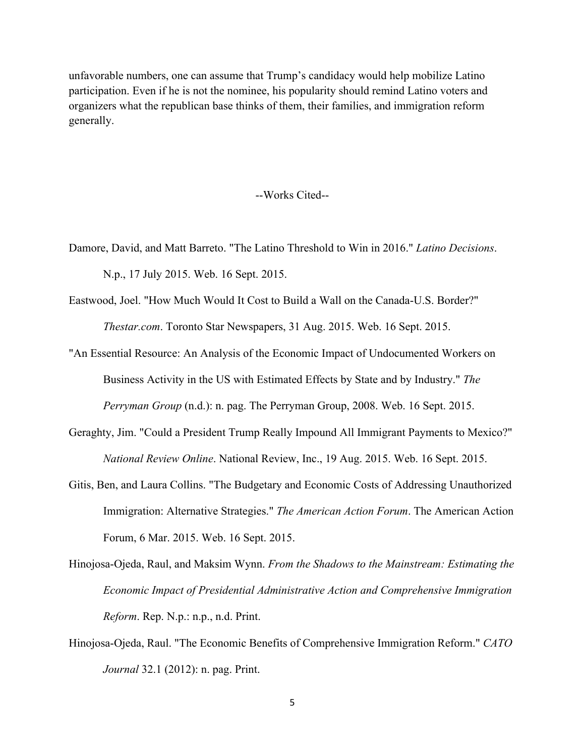unfavorable numbers, one can assume that Trump's candidacy would help mobilize Latino participation. Even if he is not the nominee, his popularity should remind Latino voters and organizers what the republican base thinks of them, their families, and immigration reform generally.

## --Works Cited--

Damore, David, and Matt Barreto. "The Latino Threshold to Win in 2016." *Latino Decisions*. N.p., 17 July 2015. Web. 16 Sept. 2015.

Eastwood, Joel. "How Much Would It Cost to Build a Wall on the Canada-U.S. Border?" *Thestar.com*. Toronto Star Newspapers, 31 Aug. 2015. Web. 16 Sept. 2015.

"An Essential Resource: An Analysis of the Economic Impact of Undocumented Workers on Business Activity in the US with Estimated Effects by State and by Industry." *The Perryman Group* (n.d.): n. pag. The Perryman Group, 2008. Web. 16 Sept. 2015.

Geraghty, Jim. "Could a President Trump Really Impound All Immigrant Payments to Mexico?" *National Review Online*. National Review, Inc., 19 Aug. 2015. Web. 16 Sept. 2015.

Gitis, Ben, and Laura Collins. "The Budgetary and Economic Costs of Addressing Unauthorized Immigration: Alternative Strategies." *The American Action Forum*. The American Action Forum, 6 Mar. 2015. Web. 16 Sept. 2015.

Hinojosa-Ojeda, Raul, and Maksim Wynn. *From the Shadows to the Mainstream: Estimating the Economic Impact of Presidential Administrative Action and Comprehensive Immigration Reform*. Rep. N.p.: n.p., n.d. Print.

Hinojosa-Ojeda, Raul. "The Economic Benefits of Comprehensive Immigration Reform." *CATO Journal* 32.1 (2012): n. pag. Print.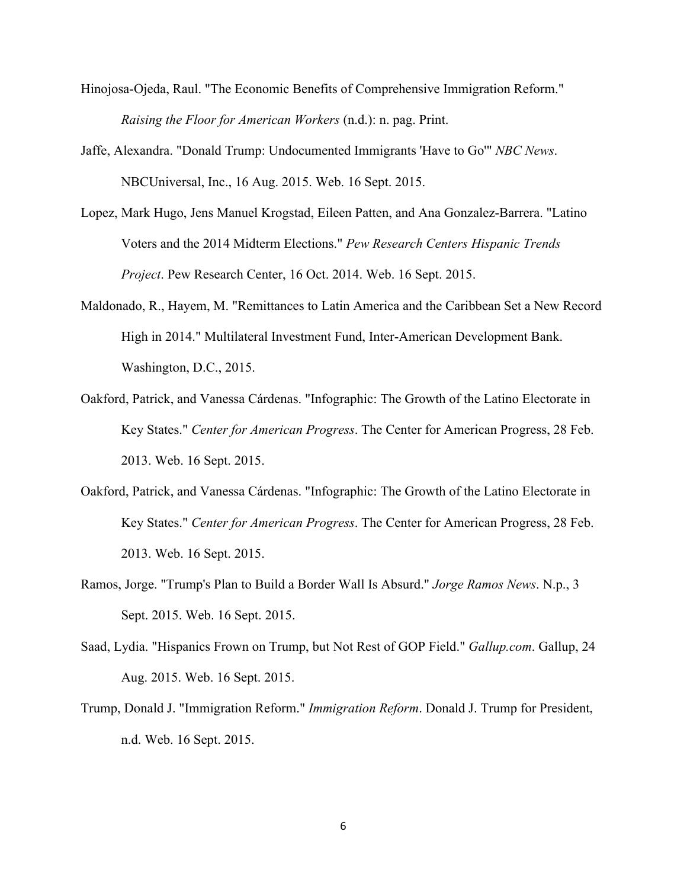Hinojosa-Ojeda, Raul. "The Economic Benefits of Comprehensive Immigration Reform." *Raising the Floor for American Workers* (n.d.): n. pag. Print.

Jaffe, Alexandra. "Donald Trump: Undocumented Immigrants 'Have to Go'" *NBC News*. NBCUniversal, Inc., 16 Aug. 2015. Web. 16 Sept. 2015.

Lopez, Mark Hugo, Jens Manuel Krogstad, Eileen Patten, and Ana Gonzalez-Barrera. "Latino Voters and the 2014 Midterm Elections." *Pew Research Centers Hispanic Trends Project*. Pew Research Center, 16 Oct. 2014. Web. 16 Sept. 2015.

Maldonado, R., Hayem, M. "Remittances to Latin America and the Caribbean Set a New Record High in 2014." Multilateral Investment Fund, Inter-American Development Bank. Washington, D.C., 2015.

Oakford, Patrick, and Vanessa Cárdenas. "Infographic: The Growth of the Latino Electorate in Key States." *Center for American Progress*. The Center for American Progress, 28 Feb. 2013. Web. 16 Sept. 2015.

Oakford, Patrick, and Vanessa Cárdenas. "Infographic: The Growth of the Latino Electorate in Key States." *Center for American Progress*. The Center for American Progress, 28 Feb. 2013. Web. 16 Sept. 2015.

Ramos, Jorge. "Trump's Plan to Build a Border Wall Is Absurd." *Jorge Ramos News*. N.p., 3 Sept. 2015. Web. 16 Sept. 2015.

Saad, Lydia. "Hispanics Frown on Trump, but Not Rest of GOP Field." *Gallup.com*. Gallup, 24 Aug. 2015. Web. 16 Sept. 2015.

Trump, Donald J. "Immigration Reform." *Immigration Reform*. Donald J. Trump for President, n.d. Web. 16 Sept. 2015.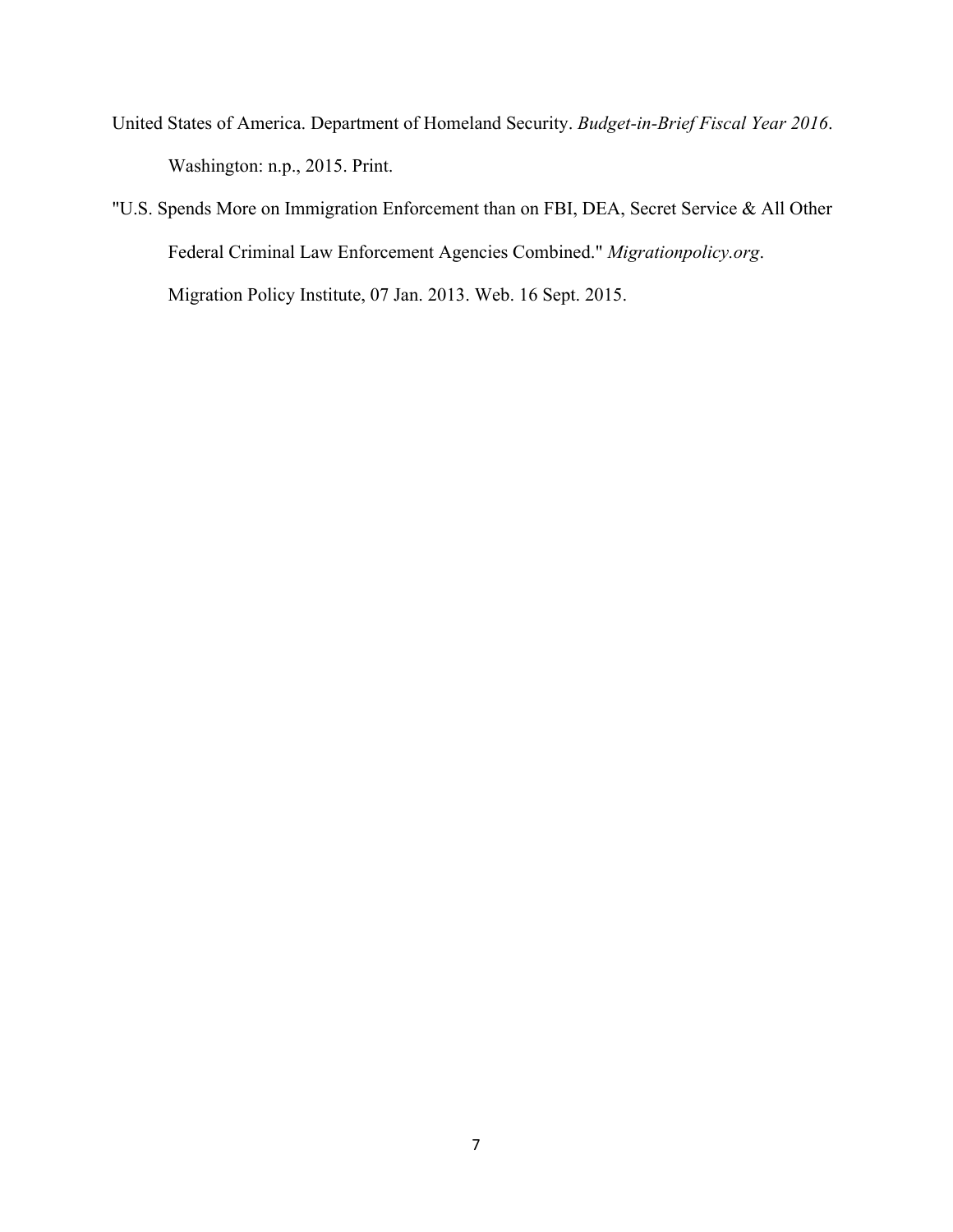United States of America. Department of Homeland Security. *Budget-in-Brief Fiscal Year 2016*. Washington: n.p., 2015. Print.

"U.S. Spends More on Immigration Enforcement than on FBI, DEA, Secret Service & All Other Federal Criminal Law Enforcement Agencies Combined." *Migrationpolicy.org*. Migration Policy Institute, 07 Jan. 2013. Web. 16 Sept. 2015.